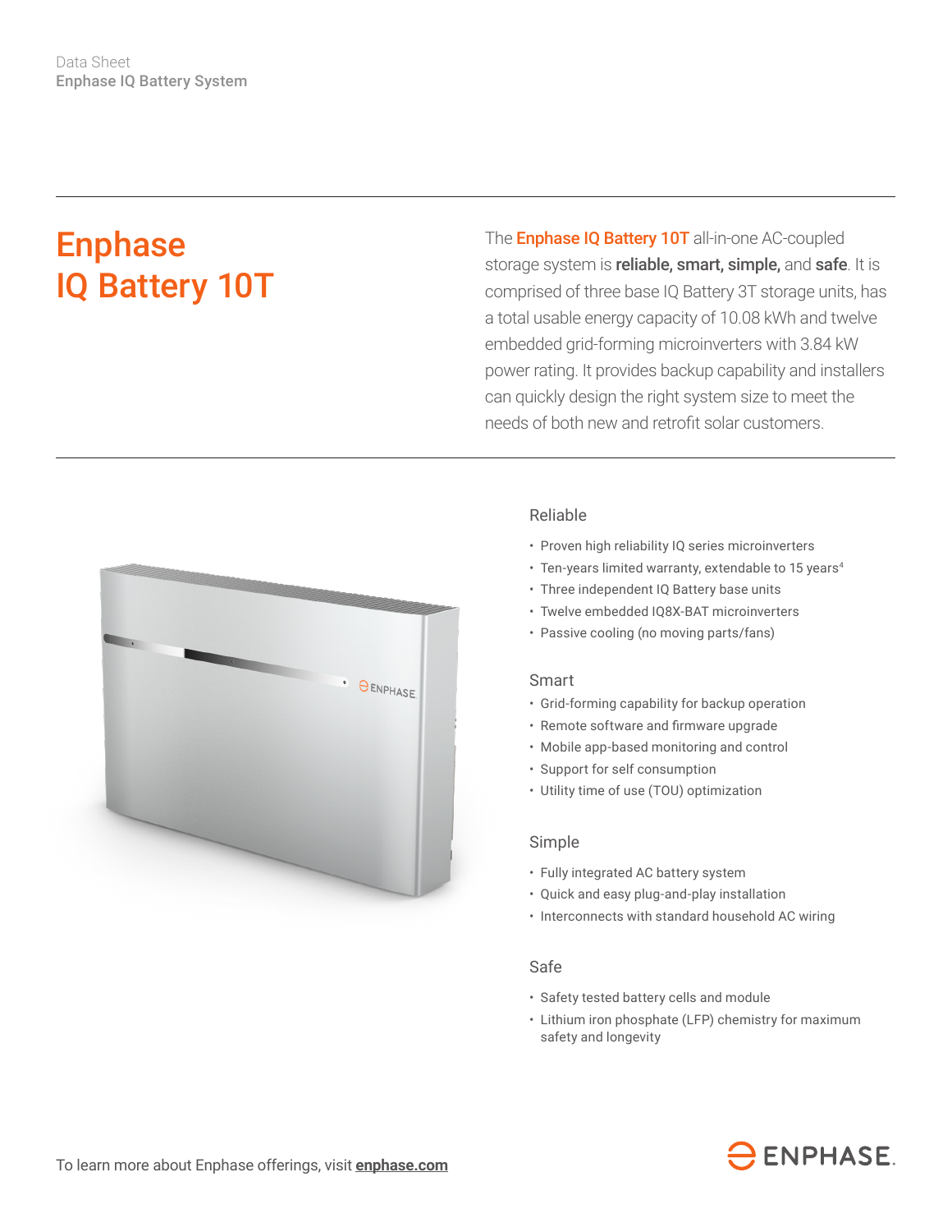Data Sheet
Enphase IQ Battery System

# Enphase IQ Battery 10T

The **Enphase IQ Battery 10T** all-in-one AC-coupled storage system is **reliable, smart, simple,** and **safe**. It is comprised of three base IQ Battery 3T storage units, has a total usable energy capacity of 10.08 kWh and twelve embedded grid-forming microinverters with 3.84 kW power rating. It provides backup capability and installers can quickly design the right system size to meet the needs of both new and retrofit solar customers.

## Reliable

- Proven high reliability IQ series microinverters
- Ten-years limited warranty, extendable to 15 years[4]
- Three independent IQ Battery base units
- Twelve embedded IQ8X-BAT microinverters
- Passive cooling (no moving parts/fans)

## Smart

- Grid-forming capability for backup operation
- Remote software and firmware upgrade
- Mobile app-based monitoring and control
- Support for self consumption
- Utility time of use (TOU) optimization

## Simple

- Fully integrated AC battery system
- Quick and easy plug-and-play installation
- Interconnects with standard household AC wiring

## Safe

- Safety tested battery cells and module
- Lithium iron phosphate (LFP) chemistry for maximum safety and longevity

To learn more about Enphase offerings, visit **enphase.com**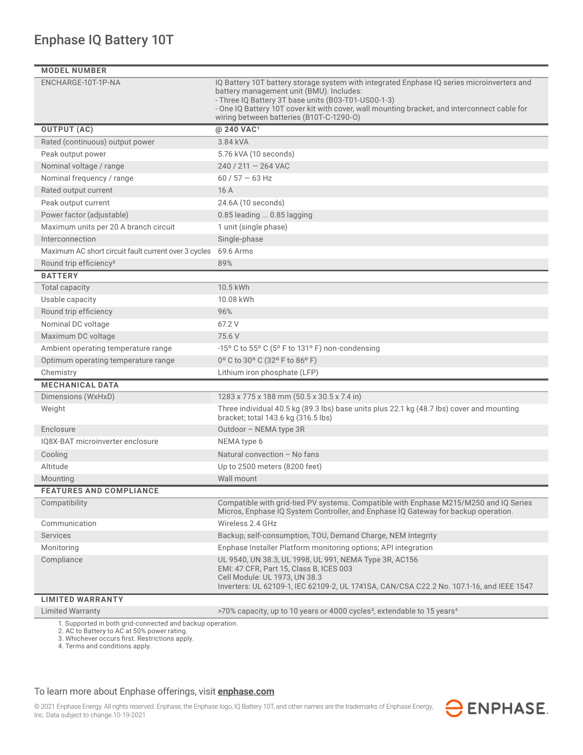# Enphase IQ Battery 10T

| | |
|---|---|
| **MODEL NUMBER** | |
| ENCHARGE-10T-1P-NA | IQ Battery 10T battery storage system with integrated Enphase IQ series microinverters and battery management unit (BMU). Includes:<br>- Three IQ Battery 3T base units (B03-T01-US00-1-3)<br>- One IQ Battery 10T cover kit with cover, wall mounting bracket, and interconnect cable for wiring between batteries (B10T-C-1290-O) |
| **OUTPUT (AC)** | **@ 240 VAC[1]** |
| Rated (continuous) output power | 3.84 kVA |
| Peak output power | 5.76 kVA (10 seconds) |
| Nominal voltage / range | 240 / 211 — 264 VAC |
| Nominal frequency / range | 60 / 57 — 63 Hz |
| Rated output current | 16 A |
| Peak output current | 24.6A (10 seconds) |
| Power factor (adjustable) | 0.85 leading ... 0.85 lagging |
| Maximum units per 20 A branch circuit | 1 unit (single phase) |
| Interconnection | Single-phase |
| Maximum AC short circuit fault current over 3 cycles | 69.6 Arms |
| Round trip efficiency[2] | 89% |
| **BATTERY** | |
| Total capacity | 10.5 kWh |
| Usable capacity | 10.08 kWh |
| Round trip efficiency | 96% |
| Nominal DC voltage | 67.2 V |
| Maximum DC voltage | 75.6 V |
| Ambient operating temperature range | -15º C to 55º C (5º F to 131º F) non-condensing |
| Optimum operating temperature range | 0º C to 30º C (32º F to 86º F) |
| Chemistry | Lithium iron phosphate (LFP) |
| **MECHANICAL DATA** | |
| Dimensions (WxHxD) | 1283 x 775 x 188 mm (50.5 x 30.5 x 7.4 in) |
| Weight | Three individual 40.5 kg (89.3 lbs) base units plus 22.1 kg (48.7 lbs) cover and mounting bracket; total 143.6 kg (316.5 lbs) |
| Enclosure | Outdoor – NEMA type 3R |
| IQ8X-BAT microinverter enclosure | NEMA type 6 |
| Cooling | Natural convection – No fans |
| Altitude | Up to 2500 meters (8200 feet) |
| Mounting | Wall mount |
| **FEATURES AND COMPLIANCE** | |
| Compatibility | Compatible with grid-tied PV systems. Compatible with Enphase M215/M250 and IQ Series Micros, Enphase IQ System Controller, and Enphase IQ Gateway for backup operation. |
| Communication | Wireless 2.4 GHz |
| Services | Backup, self-consumption, TOU, Demand Charge, NEM Integrity |
| Monitoring | Enphase Installer Platform monitoring options; API integration |
| Compliance | UL 9540, UN 38.3, UL 1998, UL 991, NEMA Type 3R, AC156<br>EMI: 47 CFR, Part 15, Class B, ICES 003<br>Cell Module: UL 1973, UN 38.3<br>Inverters: UL 62109-1, IEC 62109-2, UL 1741SA, CAN/CSA C22.2 No. 107.1-16, and IEEE 1547 |
| **LIMITED WARRANTY** | |
| Limited Warranty | >70% capacity, up to 10 years or 4000 cycles[3], extendable to 15 years[4] |

1. Supported in both grid-connected and backup operation.
2. AC to Battery to AC at 50% power rating.
3. Whichever occurs first. Restrictions apply.
4. Terms and conditions apply.

To learn more about Enphase offerings, visit **enphase.com**

© 2021 Enphase Energy. All rights reserved. Enphase, the Enphase logo, IQ Battery 10T, and other names are the trademarks of Enphase Energy, Inc. Data subject to change.10-19-2021

ENPHASE.